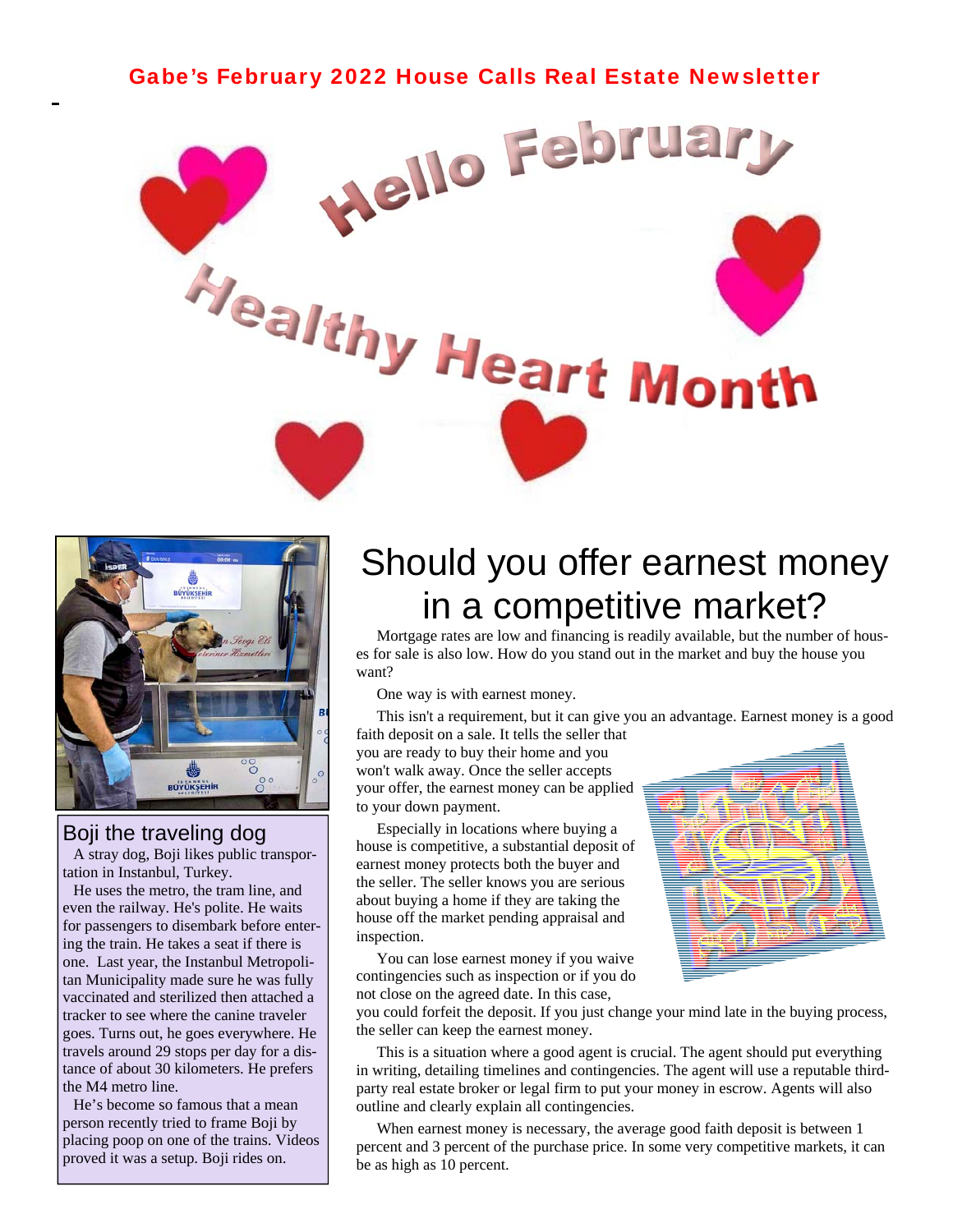**Gabe's February 2022 House Calls Real Estate Newsletter**

# Hello February

# Healthy Heart Month

## Boji the traveling dog

A stray dog, Boji likes public transportation in Instanbul, Turkey.

He uses the metro, the tram line, and even the railway. He's polite. He waits for passengers to disembark before entering the train. He takes a seat if there is one. Last year, the Instanbul Metropolitan Municipality made sure he was fully vaccinated and sterilized then attached a tracker to see where the canine traveler goes. Turns out, he goes everywhere. He travels around 29 stops per day for a distance of about 30 kilometers. He prefers the M4 metro line.

He's become so famous that a mean person recently tried to frame Boji by placing poop on one of the trains. Videos proved it was a setup. Boji rides on.

# Should you offer earnest money in a competitive market?

Mortgage rates are low and financing is readily available, but the number of houses for sale is also low. How do you stand out in the market and buy the house you want?

One way is with earnest money.

This isn't a requirement, but it can give you an advantage. Earnest money is a good faith deposit on a sale. It tells the seller that you are ready to buy their home and you won't walk away. Once the seller accepts your offer, the earnest money can be applied to your down payment.

Especially in locations where buying a house is competitive, a substantial deposit of earnest money protects both the buyer and the seller. The seller knows you are serious about buying a home if they are taking the house off the market pending appraisal and inspection.

You can lose earnest money if you waive contingencies such as inspection or if you do not close on the agreed date. In this case, you could forfeit the deposit. If you just change your mind late in the buying process, the seller can keep the earnest money.

This is a situation where a good agent is crucial. The agent should put everything in writing, detailing timelines and contingencies. The agent will use a reputable third-party real estate broker or legal firm to put your money in escrow. Agents will also outline and clearly explain all contingencies.

When earnest money is necessary, the average good faith deposit is between 1 percent and 3 percent of the purchase price. In some very competitive markets, it can be as high as 10 percent.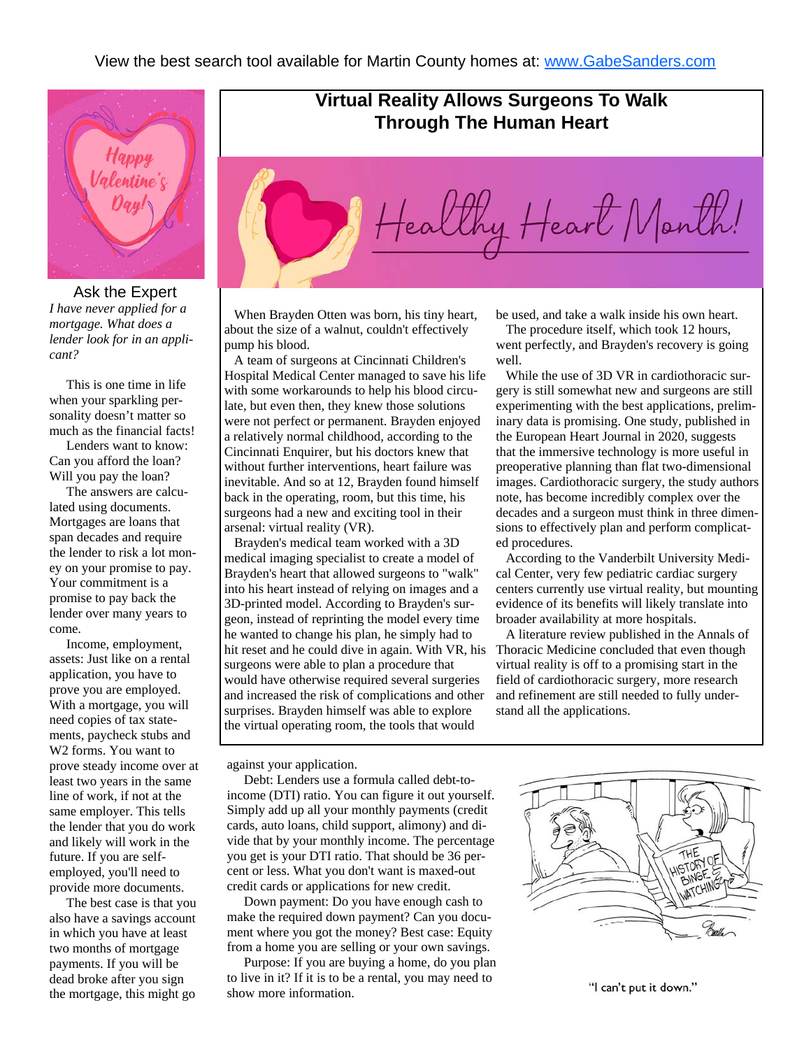View the best search tool available for Martin County homes at: [www.GabeSanders.com](http://www.GabeSanders.com)

## Virtual Reality Allows Surgeons To Walk Through The Human Heart

Healthy Heart Month!

When Brayden Otten was born, his tiny heart, about the size of a walnut, couldn't effectively pump his blood.

A team of surgeons at Cincinnati Children's Hospital Medical Center managed to save his life with some workarounds to help his blood circulate, but even then, they knew those solutions were not perfect or permanent. Brayden enjoyed a relatively normal childhood, according to the Cincinnati Enquirer, but his doctors knew that without further interventions, heart failure was inevitable. And so at 12, Brayden found himself back in the operating, room, but this time, his surgeons had a new and exciting tool in their arsenal: virtual reality (VR).

Brayden's medical team worked with a 3D medical imaging specialist to create a model of Brayden's heart that allowed surgeons to "walk" into his heart instead of relying on images and a 3D-printed model. According to Brayden's surgeon, instead of reprinting the model every time he wanted to change his plan, he simply had to hit reset and he could dive in again. With VR, his surgeons were able to plan a procedure that would have otherwise required several surgeries and increased the risk of complications and other surprises. Brayden himself was able to explore the virtual operating room, the tools that would be used, and take a walk inside his own heart.

The procedure itself, which took 12 hours, went perfectly, and Brayden's recovery is going well.

While the use of 3D VR in cardiothoracic surgery is still somewhat new and surgeons are still experimenting with the best applications, preliminary data is promising. One study, published in the European Heart Journal in 2020, suggests that the immersive technology is more useful in preoperative planning than flat two-dimensional images. Cardiothoracic surgery, the study authors note, has become incredibly complex over the decades and a surgeon must think in three dimensions to effectively plan and perform complicated procedures.

According to the Vanderbilt University Medical Center, very few pediatric cardiac surgery centers currently use virtual reality, but mounting evidence of its benefits will likely translate into broader availability at more hospitals.

A literature review published in the Annals of Thoracic Medicine concluded that even though virtual reality is off to a promising start in the field of cardiothoracic surgery, more research and refinement are still needed to fully understand all the applications.

Happy Valentine's Day!

## Ask the Expert

*I have never applied for a mortgage. What does a lender look for in an applicant?*

This is one time in life when your sparkling personality doesn't matter so much as the financial facts!

Lenders want to know: Can you afford the loan? Will you pay the loan?

The answers are calculated using documents. Mortgages are loans that span decades and require the lender to risk a lot money on your promise to pay. Your commitment is a promise to pay back the lender over many years to come.

Income, employment, assets: Just like on a rental application, you have to prove you are employed. With a mortgage, you will need copies of tax statements, paycheck stubs and W2 forms. You want to prove steady income over at least two years in the same line of work, if not at the same employer. This tells the lender that you do work and likely will work in the future. If you are self-employed, you'll need to provide more documents.

The best case is that you also have a savings account in which you have at least two months of mortgage payments. If you will be dead broke after you sign the mortgage, this might go against your application.

Debt: Lenders use a formula called debt-to-income (DTI) ratio. You can figure it out yourself. Simply add up all your monthly payments (credit cards, auto loans, child support, alimony) and divide that by your monthly income. The percentage you get is your DTI ratio. That should be 36 percent or less. What you don't want is maxed-out credit cards or applications for new credit.

Down payment: Do you have enough cash to make the required down payment? Can you document where you got the money? Best case: Equity from a home you are selling or your own savings.

Purpose: If you are buying a home, do you plan to live in it? If it is to be a rental, you may need to show more information.

"I can't put it down."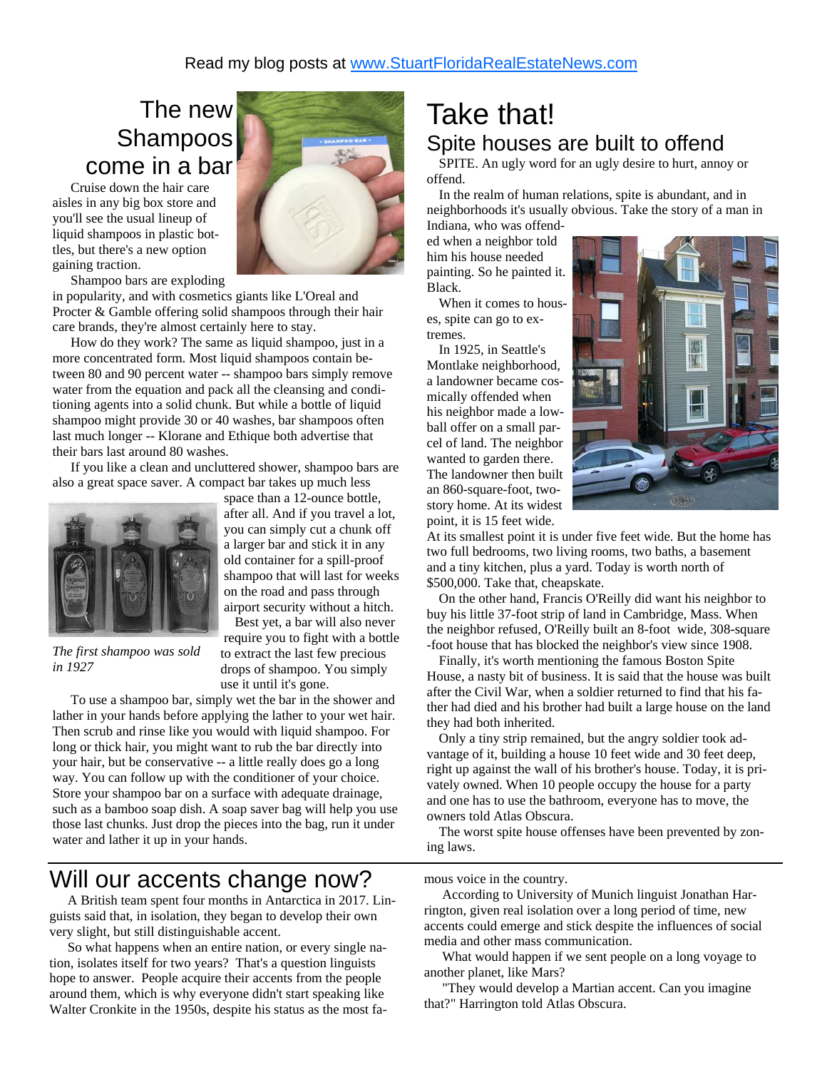Read my blog posts at www.StuartFloridaRealEstateNews.com

# The new Shampoos come in a bar

Cruise down the hair care aisles in any big box store and you'll see the usual lineup of liquid shampoos in plastic bottles, but there's a new option gaining traction.

Shampoo bars are exploding in popularity, and with cosmetics giants like L'Oreal and Procter & Gamble offering solid shampoos through their hair care brands, they're almost certainly here to stay.

How do they work? The same as liquid shampoo, just in a more concentrated form. Most liquid shampoos contain between 80 and 90 percent water -- shampoo bars simply remove water from the equation and pack all the cleansing and conditioning agents into a solid chunk. But while a bottle of liquid shampoo might provide 30 or 40 washes, bar shampoos often last much longer -- Klorane and Ethique both advertise that their bars last around 80 washes.

If you like a clean and uncluttered shower, shampoo bars are also a great space saver. A compact bar takes up much less space than a 12-ounce bottle, after all. And if you travel a lot, you can simply cut a chunk off a larger bar and stick it in any old container for a spill-proof shampoo that will last for weeks on the road and pass through airport security without a hitch.

*The first shampoo was sold in 1927*

Best yet, a bar will also never require you to fight with a bottle to extract the last few precious drops of shampoo. You simply use it until it's gone.

To use a shampoo bar, simply wet the bar in the shower and lather in your hands before applying the lather to your wet hair. Then scrub and rinse like you would with liquid shampoo. For long or thick hair, you might want to rub the bar directly into your hair, but be conservative -- a little really does go a long way. You can follow up with the conditioner of your choice. Store your shampoo bar on a surface with adequate drainage, such as a bamboo soap dish. A soap saver bag will help you use those last chunks. Just drop the pieces into the bag, run it under water and lather it up in your hands.

# Take that!

## Spite houses are built to offend

SPITE. An ugly word for an ugly desire to hurt, annoy or offend.

In the realm of human relations, spite is abundant, and in neighborhoods it's usually obvious. Take the story of a man in Indiana, who was offended when a neighbor told him his house needed painting. So he painted it. Black.

When it comes to houses, spite can go to extremes.

In 1925, in Seattle's Montlake neighborhood, a landowner became cosmically offended when his neighbor made a lowball offer on a small parcel of land. The neighbor wanted to garden there. The landowner then built an 860-square-foot, two-story home. At its widest point, it is 15 feet wide. At its smallest point it is under five feet wide. But the home has two full bedrooms, two living rooms, two baths, a basement and a tiny kitchen, plus a yard. Today is worth north of $500,000. Take that, cheapskate.

On the other hand, Francis O'Reilly did want his neighbor to buy his little 37-foot strip of land in Cambridge, Mass. When the neighbor refused, O'Reilly built an 8-foot wide, 308-square-foot house that has blocked the neighbor's view since 1908.

Finally, it's worth mentioning the famous Boston Spite House, a nasty bit of business. It is said that the house was built after the Civil War, when a soldier returned to find that his father had died and his brother had built a large house on the land they had both inherited.

Only a tiny strip remained, but the angry soldier took advantage of it, building a house 10 feet wide and 30 feet deep, right up against the wall of his brother's house. Today, it is privately owned. When 10 people occupy the house for a party and one has to use the bathroom, everyone has to move, the owners told Atlas Obscura.

The worst spite house offenses have been prevented by zoning laws.

# Will our accents change now?

A British team spent four months in Antarctica in 2017. Linguists said that, in isolation, they began to develop their own very slight, but still distinguishable accent.

So what happens when an entire nation, or every single nation, isolates itself for two years? That's a question linguists hope to answer. People acquire their accents from the people around them, which is why everyone didn't start speaking like Walter Cronkite in the 1950s, despite his status as the most famous voice in the country.

According to University of Munich linguist Jonathan Harrington, given real isolation over a long period of time, new accents could emerge and stick despite the influences of social media and other mass communication.

What would happen if we sent people on a long voyage to another planet, like Mars?

"They would develop a Martian accent. Can you imagine that?" Harrington told Atlas Obscura.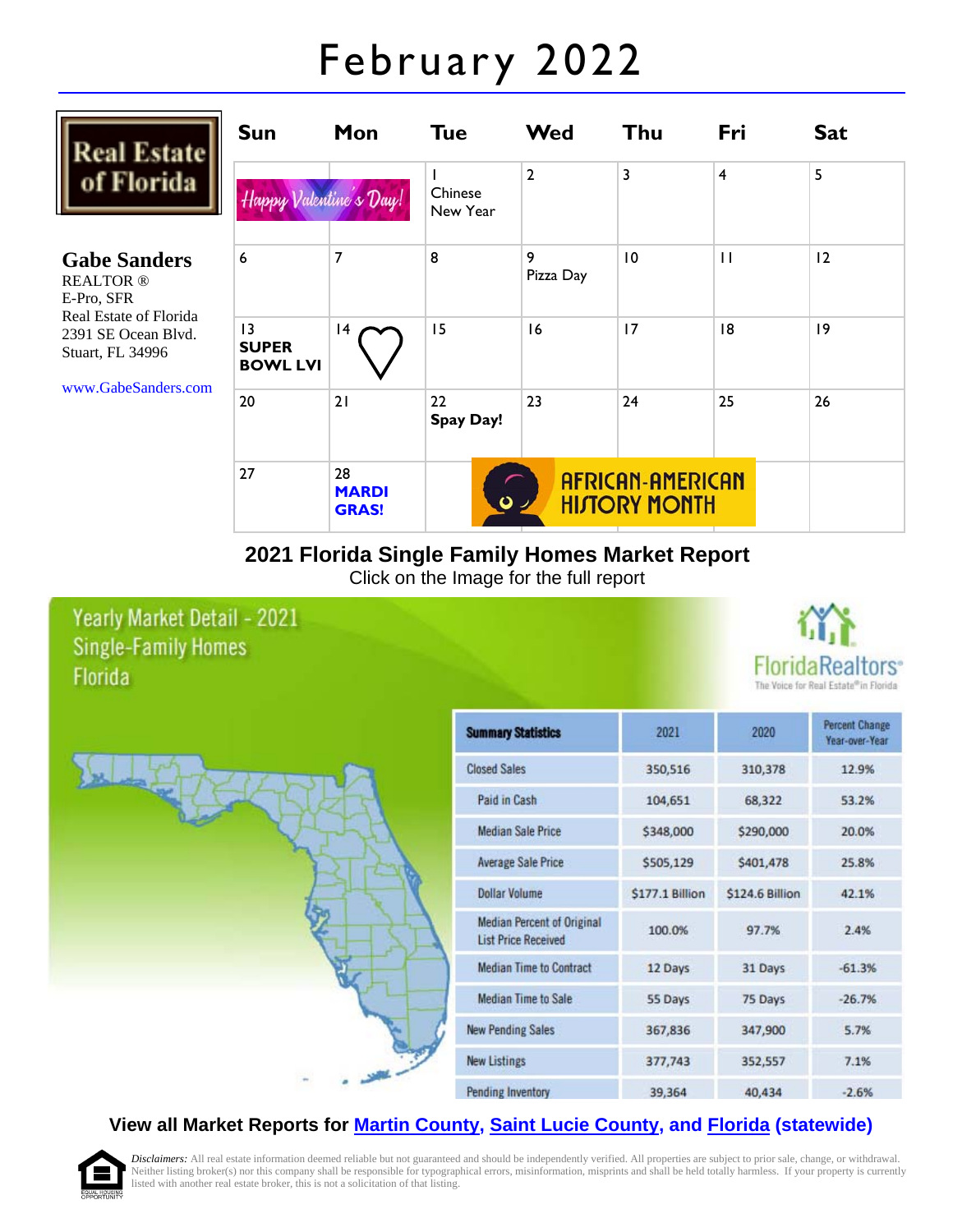# February 2022

**Real Estate of Florida**

**Gabe Sanders**
REALTOR ®
E-Pro, SFR
Real Estate of Florida
2391 SE Ocean Blvd.
Stuart, FL 34996

www.GabeSanders.com

| Sun | Mon | Tue | Wed | Thu | Fri | Sat |
|---|---|---|---|---|---|---|
| Happy Valentine's Day! | | 1 Chinese New Year | 2 | 3 | 4 | 5 |
| 6 | 7 | 8 | 9 Pizza Day | 10 | 11 | 12 |
| 13 **SUPER BOWL LVI** | 14 | 15 | 16 | 17 | 18 | 19 |
| 20 | 21 | 22 **Spay Day!** | 23 | 24 | 25 | 26 |
| 27 | 28 **MARDI GRAS!** | | AFRICAN-AMERICAN HISTORY MONTH | | | |

## 2021 Florida Single Family Homes Market Report

Click on the Image for the full report

Yearly Market Detail - 2021
Single-Family Homes
Florida

FloridaRealtors®
The Voice for Real Estate® in Florida

| Summary Statistics | 2021 | 2020 | Percent Change Year-over-Year |
|---|---|---|---|
| Closed Sales | 350,516 | 310,378 | 12.9% |
| Paid in Cash | 104,651 | 68,322 | 53.2% |
| Median Sale Price | $348,000 | $290,000 | 20.0% |
| Average Sale Price | $505,129 | $401,478 | 25.8% |
| Dollar Volume | $177.1 Billion | $124.6 Billion | 42.1% |
| Median Percent of Original List Price Received | 100.0% | 97.7% | 2.4% |
| Median Time to Contract | 12 Days | 31 Days | -61.3% |
| Median Time to Sale | 55 Days | 75 Days | -26.7% |
| New Pending Sales | 367,836 | 347,900 | 5.7% |
| New Listings | 377,743 | 352,557 | 7.1% |
| Pending Inventory | 39,364 | 40,434 | -2.6% |

**View all Market Reports for Martin County, Saint Lucie County, and Florida (statewide)**

*Disclaimers:* All real estate information deemed reliable but not guaranteed and should be independently verified. All properties are subject to prior sale, change, or withdrawal. Neither listing broker(s) nor this company shall be responsible for typographical errors, misinformation, misprints and shall be held totally harmless. If your property is currently listed with another real estate broker, this is not a solicitation of that listing.